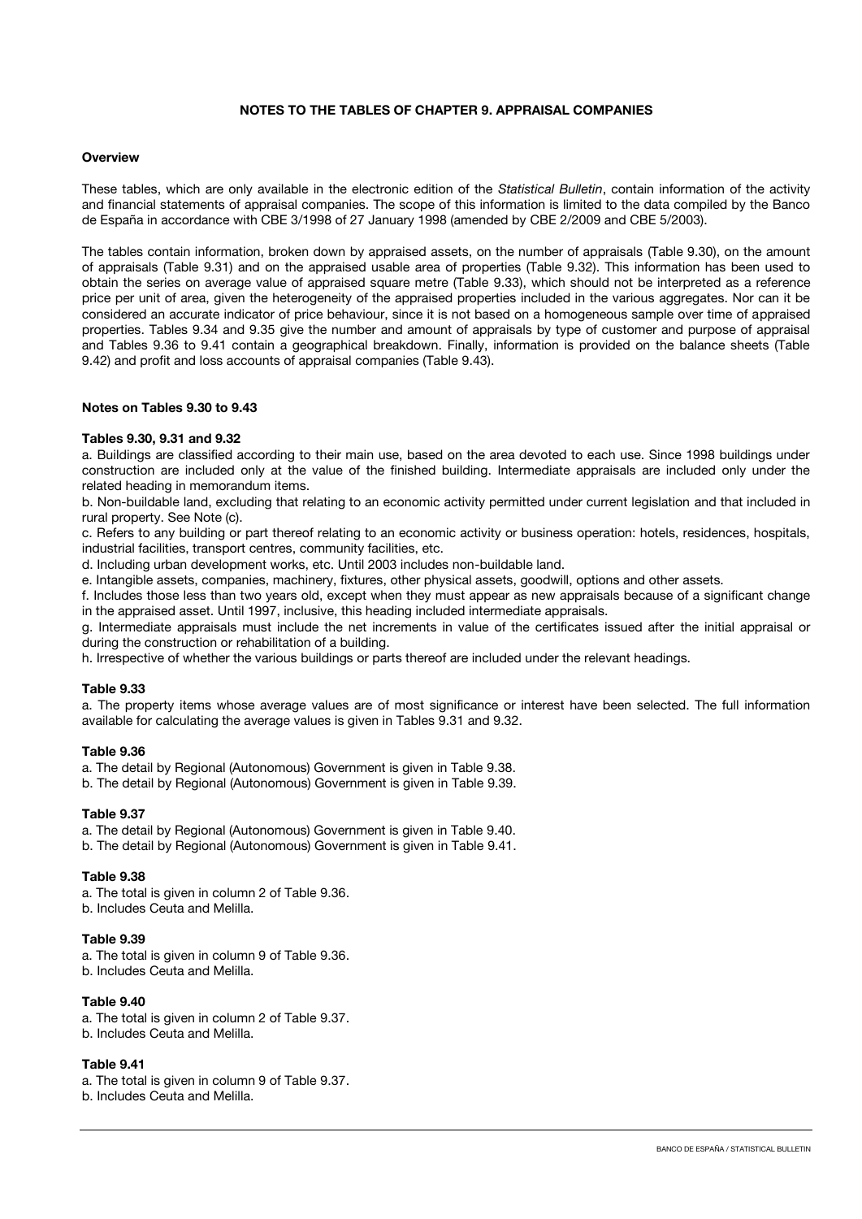# NOTES TO THE TABLES OF CHAPTER 9. APPRAISAL COMPANIES

## Overview

These tables, which are only available in the electronic edition of the *Statistical Bulletin*, contain information of the activity and financial statements of appraisal companies. The scope of this information is limited to the data compiled by the Banco de España in accordance with CBE 3/1998 of 27 January 1998 (amended by CBE 2/2009 and CBE 5/2003).

The tables contain information, broken down by appraised assets, on the number of appraisals (Table 9.30), on the amount of appraisals (Table 9.31) and on the appraised usable area of properties (Table 9.32). This information has been used to obtain the series on average value of appraised square metre (Table 9.33), which should not be interpreted as a reference price per unit of area, given the heterogeneity of the appraised properties included in the various aggregates. Nor can it be considered an accurate indicator of price behaviour, since it is not based on a homogeneous sample over time of appraised properties. Tables 9.34 and 9.35 give the number and amount of appraisals by type of customer and purpose of appraisal and Tables 9.36 to 9.41 contain a geographical breakdown. Finally, information is provided on the balance sheets (Table 9.42) and profit and loss accounts of appraisal companies (Table 9.43).

## Notes on Tables 9.30 to 9.43

### Tables 9.30, 9.31 and 9.32

a. Buildings are classified according to their main use, based on the area devoted to each use. Since 1998 buildings under construction are included only at the value of the finished building. Intermediate appraisals are included only under the related heading in memorandum items.

b. Non-buildable land, excluding that relating to an economic activity permitted under current legislation and that included in rural property. See Note (c).

c. Refers to any building or part thereof relating to an economic activity or business operation: hotels, residences, hospitals, industrial facilities, transport centres, community facilities, etc.

d. Including urban development works, etc. Until 2003 includes non-buildable land.

e. Intangible assets, companies, machinery, fixtures, other physical assets, goodwill, options and other assets.

f. Includes those less than two years old, except when they must appear as new appraisals because of a significant change in the appraised asset. Until 1997, inclusive, this heading included intermediate appraisals.

g. Intermediate appraisals must include the net increments in value of the certificates issued after the initial appraisal or during the construction or rehabilitation of a building.

h. Irrespective of whether the various buildings or parts thereof are included under the relevant headings.

### Table 9.33

a. The property items whose average values are of most significance or interest have been selected. The full information available for calculating the average values is given in Tables 9.31 and 9.32.

### Table 9.36

a. The detail by Regional (Autonomous) Government is given in Table 9.38.

b. The detail by Regional (Autonomous) Government is given in Table 9.39.

### Table 9.37

a. The detail by Regional (Autonomous) Government is given in Table 9.40.

b. The detail by Regional (Autonomous) Government is given in Table 9.41.

### Table 9.38

a. The total is given in column 2 of Table 9.36.

b. Includes Ceuta and Melilla.

### Table 9.39

a. The total is given in column 9 of Table 9.36.

b. Includes Ceuta and Melilla.

### Table 9.40

a. The total is given in column 2 of Table 9.37.

b. Includes Ceuta and Melilla.

### Table 9.41

a. The total is given in column 9 of Table 9.37.

b. Includes Ceuta and Melilla.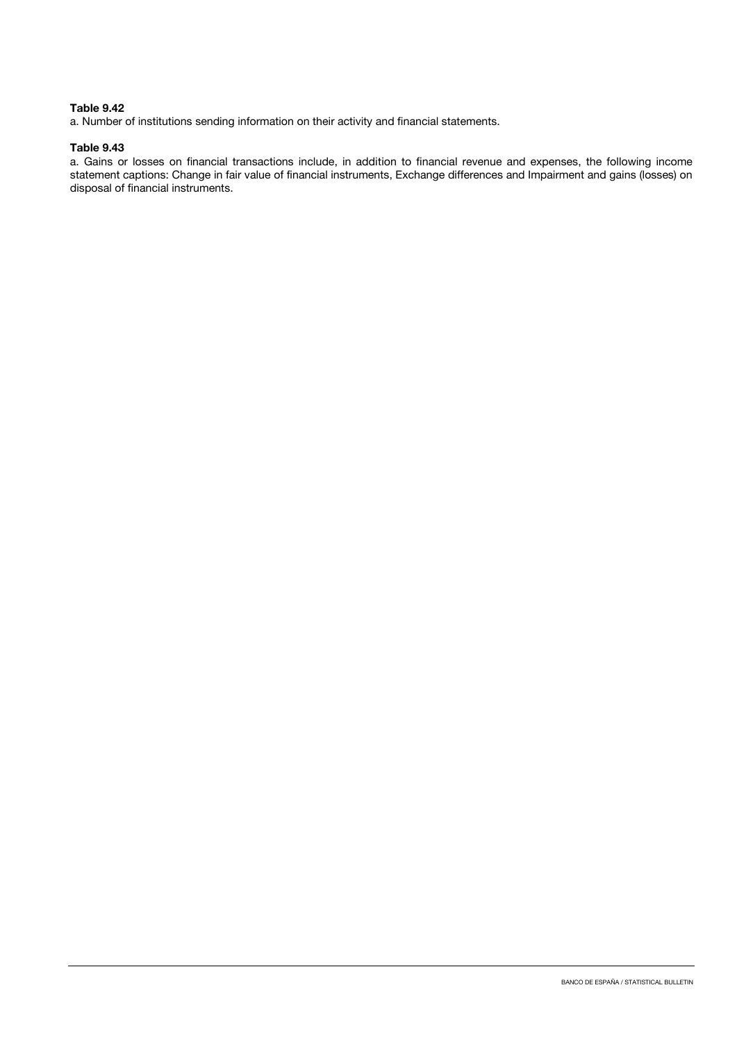**Table 9.42**

a. Number of institutions sending information on their activity and financial statements.

**Table 9.43**

a. Gains or losses on financial transactions include, in addition to financial revenue and expenses, the following income statement captions: Change in fair value of financial instruments, Exchange differences and Impairment and gains (losses) on disposal of financial instruments.